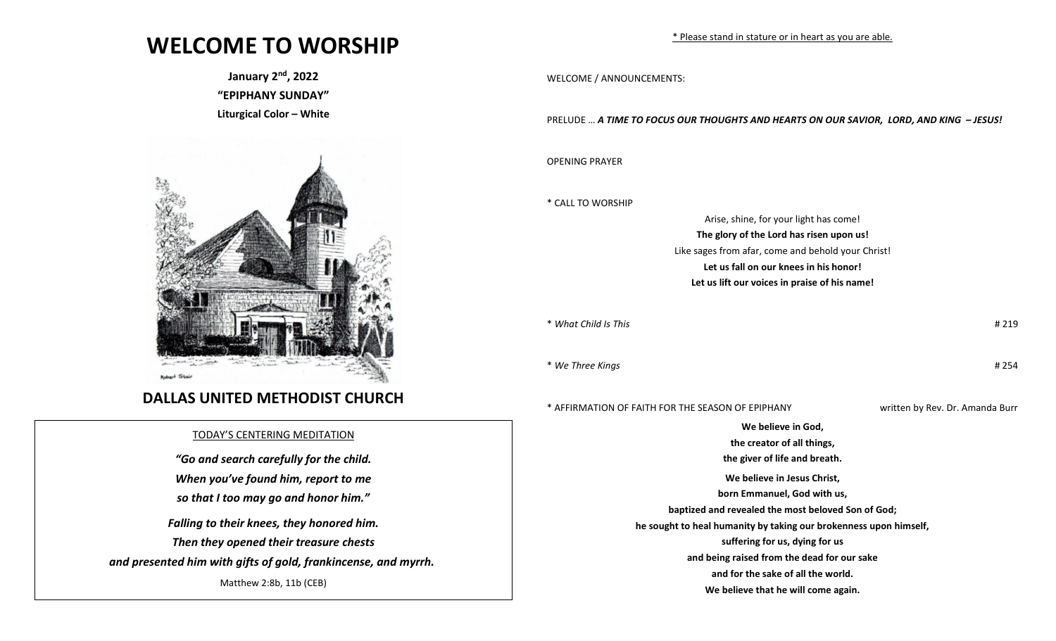# WELCOME TO WORSHIP

**January 2nd, 2022**

**"EPIPHANY SUNDAY"**

**Liturgical Color – White**

## DALLAS UNITED METHODIST CHURCH

TODAY'S CENTERING MEDITATION

***"Go and search carefully for the child.***
***When you've found him, report to me***
***so that I too may go and honor him."***

***Falling to their knees, they honored him.***
***Then they opened their treasure chests***
***and presented him with gifts of gold, frankincense, and myrrh.***

Matthew 2:8b, 11b (CEB)

\* Please stand in stature or in heart as you are able.

WELCOME / ANNOUNCEMENTS:

PRELUDE … ***A TIME TO FOCUS OUR THOUGHTS AND HEARTS ON OUR SAVIOR, LORD, AND KING – JESUS!***

OPENING PRAYER

\* CALL TO WORSHIP

Arise, shine, for your light has come!
**The glory of the Lord has risen upon us!**
Like sages from afar, come and behold your Christ!
**Let us fall on our knees in his honor!**
**Let us lift our voices in praise of his name!**

\* *What Child Is This* # 219

\* *We Three Kings* # 254

\* AFFIRMATION OF FAITH FOR THE SEASON OF EPIPHANY written by Rev. Dr. Amanda Burr

**We believe in God,**
**the creator of all things,**
**the giver of life and breath.**
**We believe in Jesus Christ,**
**born Emmanuel, God with us,**
**baptized and revealed the most beloved Son of God;**
**he sought to heal humanity by taking our brokenness upon himself,**
**suffering for us, dying for us**
**and being raised from the dead for our sake**
**and for the sake of all the world.**
**We believe that he will come again.**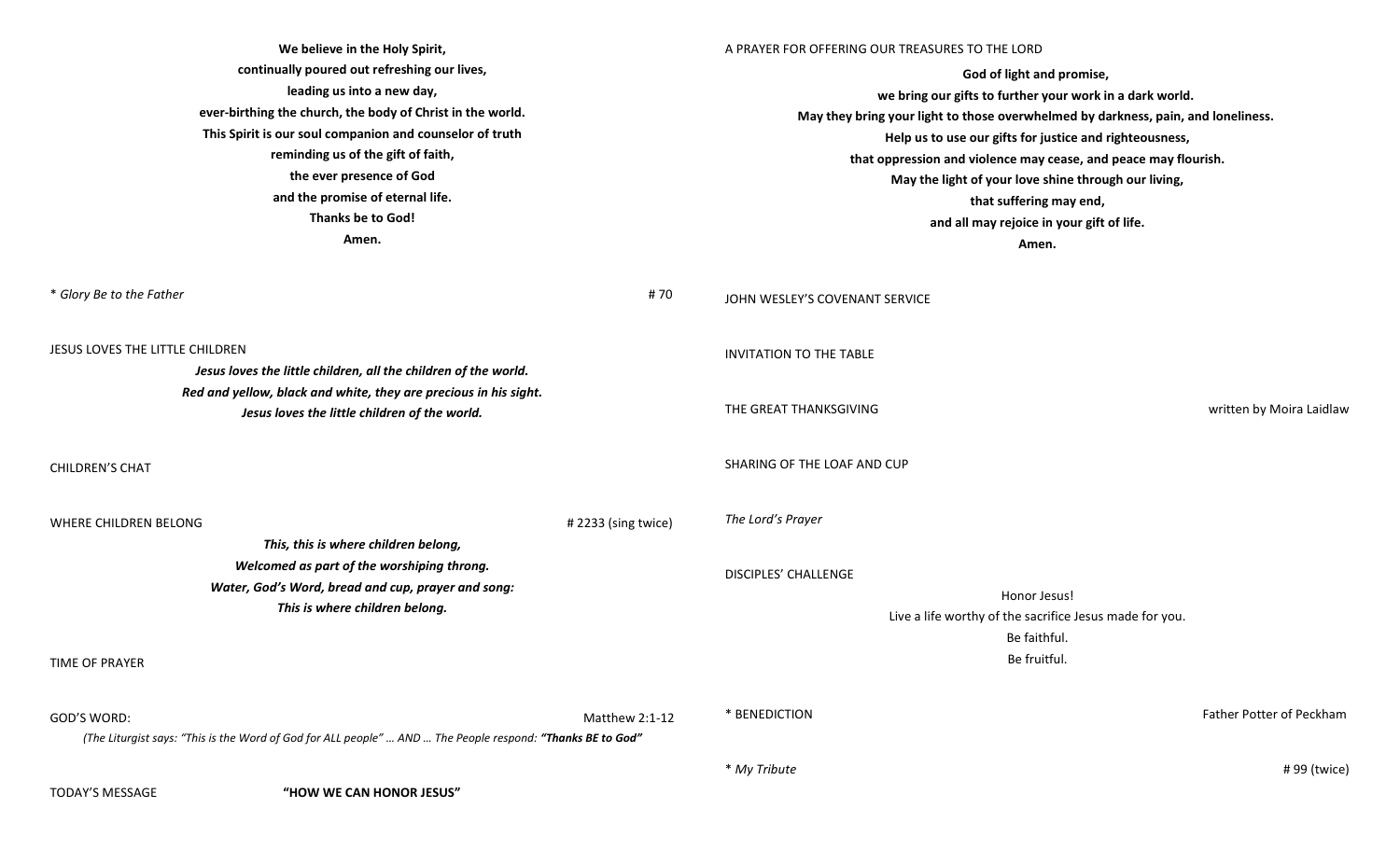**We believe in the Holy Spirit,**
**continually poured out refreshing our lives,**
**leading us into a new day,**
**ever-birthing the church, the body of Christ in the world.**
**This Spirit is our soul companion and counselor of truth**
**reminding us of the gift of faith,**
**the ever presence of God**
**and the promise of eternal life.**
**Thanks be to God!**
**Amen.**

\* *Glory Be to the Father* # 70

JESUS LOVES THE LITTLE CHILDREN

***Jesus loves the little children, all the children of the world.***
***Red and yellow, black and white, they are precious in his sight.***
***Jesus loves the little children of the world.***

CHILDREN'S CHAT

WHERE CHILDREN BELONG # 2233 (sing twice)

***This, this is where children belong,***
***Welcomed as part of the worshiping throng.***
***Water, God's Word, bread and cup, prayer and song:***
***This is where children belong.***

TIME OF PRAYER

GOD'S WORD: Matthew 2:1-12

*(The Liturgist says: "This is the Word of God for ALL people" … AND … The People respond: **"Thanks BE to God"***

TODAY'S MESSAGE **"HOW WE CAN HONOR JESUS"**

A PRAYER FOR OFFERING OUR TREASURES TO THE LORD

**God of light and promise,**
**we bring our gifts to further your work in a dark world.**
**May they bring your light to those overwhelmed by darkness, pain, and loneliness.**
**Help us to use our gifts for justice and righteousness,**
**that oppression and violence may cease, and peace may flourish.**
**May the light of your love shine through our living,**
**that suffering may end,**
**and all may rejoice in your gift of life.**
**Amen.**

JOHN WESLEY'S COVENANT SERVICE

INVITATION TO THE TABLE

THE GREAT THANKSGIVING written by Moira Laidlaw

SHARING OF THE LOAF AND CUP

*The Lord's Prayer*

DISCIPLES' CHALLENGE

Honor Jesus!
Live a life worthy of the sacrifice Jesus made for you.
Be faithful.
Be fruitful.

\* BENEDICTION Father Potter of Peckham

\* *My Tribute* # 99 (twice)